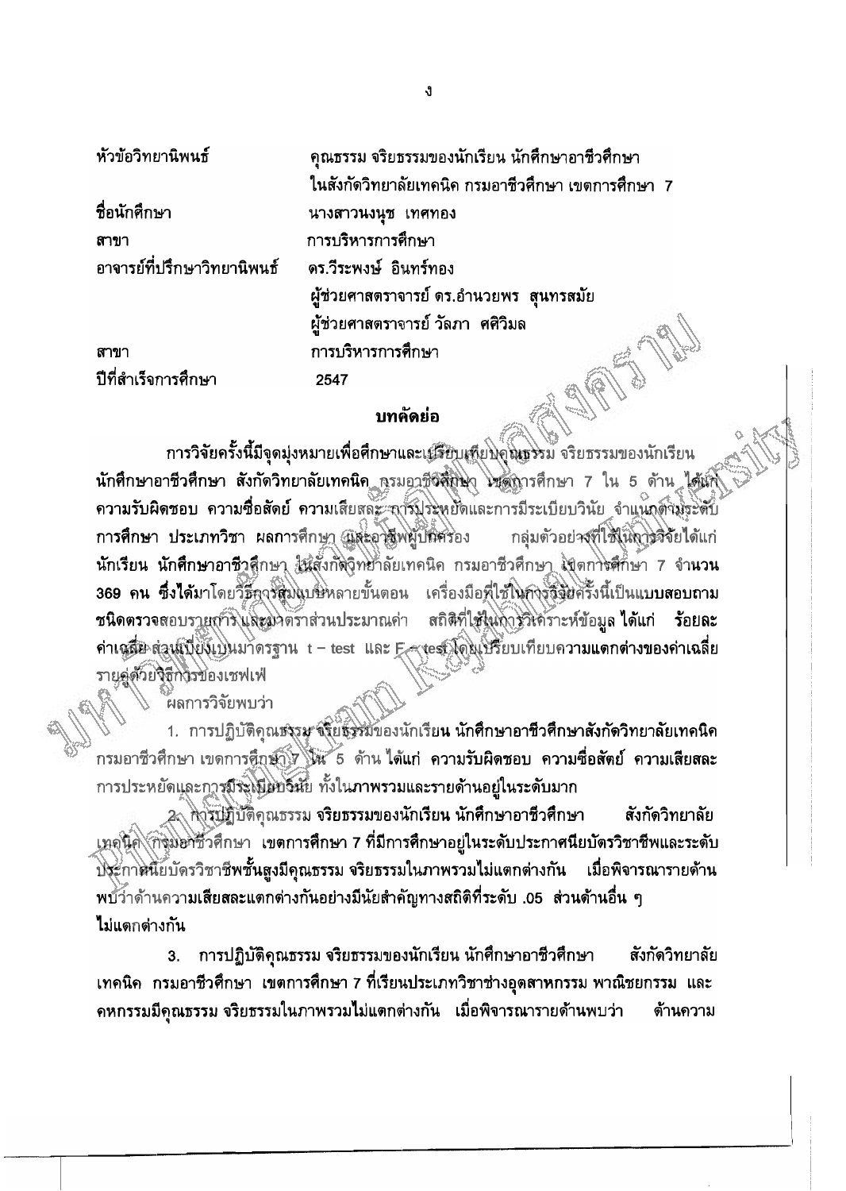หัวข้อวิทยานิพนธ์ คุณธรรม จริยธรรมของนักเรียน นักศึกษาอาชีวศึกษา ในสังกัดวิทยาลัยเทคนิค กรมอาชีวศึกษา เขตการศึกษา 7

ชื่อนักศึกษา นางสาวนงนุช เทศทอง

สาขา การบริหารการศึกษา

อาจารย์ที่ปรึกษาวิทยานิพนธ์ ดร.วีระพงษ์ อินทร์ทอง
ผู้ช่วยศาสตราจารย์ ดร.อำนวยพร สุนทรสมัย
ผู้ช่วยศาสตราจารย์ วัลภา ศศิวิมล

สาขา การบริหารการศึกษา

ปีที่สำเร็จการศึกษา 2547

## บทคัดย่อ

การวิจัยครั้งนี้มีจุดมุ่งหมายเพื่อศึกษาและเปรียบเทียบคุณธรรม จริยธรรมของนักเรียน นักศึกษาอาชีวศึกษา สังกัดวิทยาลัยเทคนิค กรมอาชีวศึกษา เขตการศึกษา 7 ใน 5 ด้าน ได้แก่ ความรับผิดชอบ ความซื่อสัตย์ ความเสียสละ การประหยัดและการมีระเบียบวินัย จำแนกตามระดับการศึกษา ประเภทวิชา ผลการศึกษา และอาชีพผู้ปกครอง กลุ่มตัวอย่างที่ใช้ในการวิจัยได้แก่ นักเรียน นักศึกษาอาชีวศึกษา ในสังกัดวิทยาลัยเทคนิค กรมอาชีวศึกษา เขตการศึกษา 7 จำนวน 369 คน ซึ่งได้มาโดยวิธีการสุ่มแบบหลายขั้นตอน เครื่องมือที่ใช้ในการวิจัยครั้งนี้เป็นแบบสอบถามชนิดตรวจสอบรายการ และมาตราส่วนประมาณค่า สถิติที่ใช้ในการวิเคราะห์ข้อมูล ได้แก่ ร้อยละ ค่าเฉลี่ย ส่วนเบี่ยงเบนมาตรฐาน t – test และ F – test โดยเปรียบเทียบความแตกต่างของค่าเฉลี่ยรายคู่ด้วยวิธีการของเชฟเฟ่

ผลการวิจัยพบว่า

1. การปฏิบัติคุณธรรม จริยธรรมของนักเรียน นักศึกษาอาชีวศึกษาสังกัดวิทยาลัยเทคนิค กรมอาชีวศึกษา เขตการศึกษา 7 ใน 5 ด้าน ได้แก่ ความรับผิดชอบ ความซื่อสัตย์ ความเสียสละ การประหยัดและการมีระเบียบวินัย ทั้งในภาพรวมและรายด้านอยู่ในระดับมาก

2. การปฏิบัติคุณธรรม จริยธรรมของนักเรียน นักศึกษาอาชีวศึกษา สังกัดวิทยาลัยเทคนิค กรมอาชีวศึกษา เขตการศึกษา 7 ที่มีการศึกษาอยู่ในระดับประกาศนียบัตรวิชาชีพและระดับประกาศนียบัตรวิชาชีพชั้นสูงมีคุณธรรม จริยธรรมในภาพรวมไม่แตกต่างกัน เมื่อพิจารณารายด้านพบว่าด้านความเสียสละแตกต่างกันอย่างมีนัยสำคัญทางสถิติที่ระดับ .05 ส่วนด้านอื่น ๆ ไม่แตกต่างกัน

3. การปฏิบัติคุณธรรม จริยธรรมของนักเรียน นักศึกษาอาชีวศึกษา สังกัดวิทยาลัยเทคนิค กรมอาชีวศึกษา เขตการศึกษา 7 ที่เรียนประเภทวิชาช่างอุตสาหกรรม พาณิชยกรรม และคหกรรมมีคุณธรรม จริยธรรมในภาพรวมไม่แตกต่างกัน เมื่อพิจารณารายด้านพบว่า ด้านความ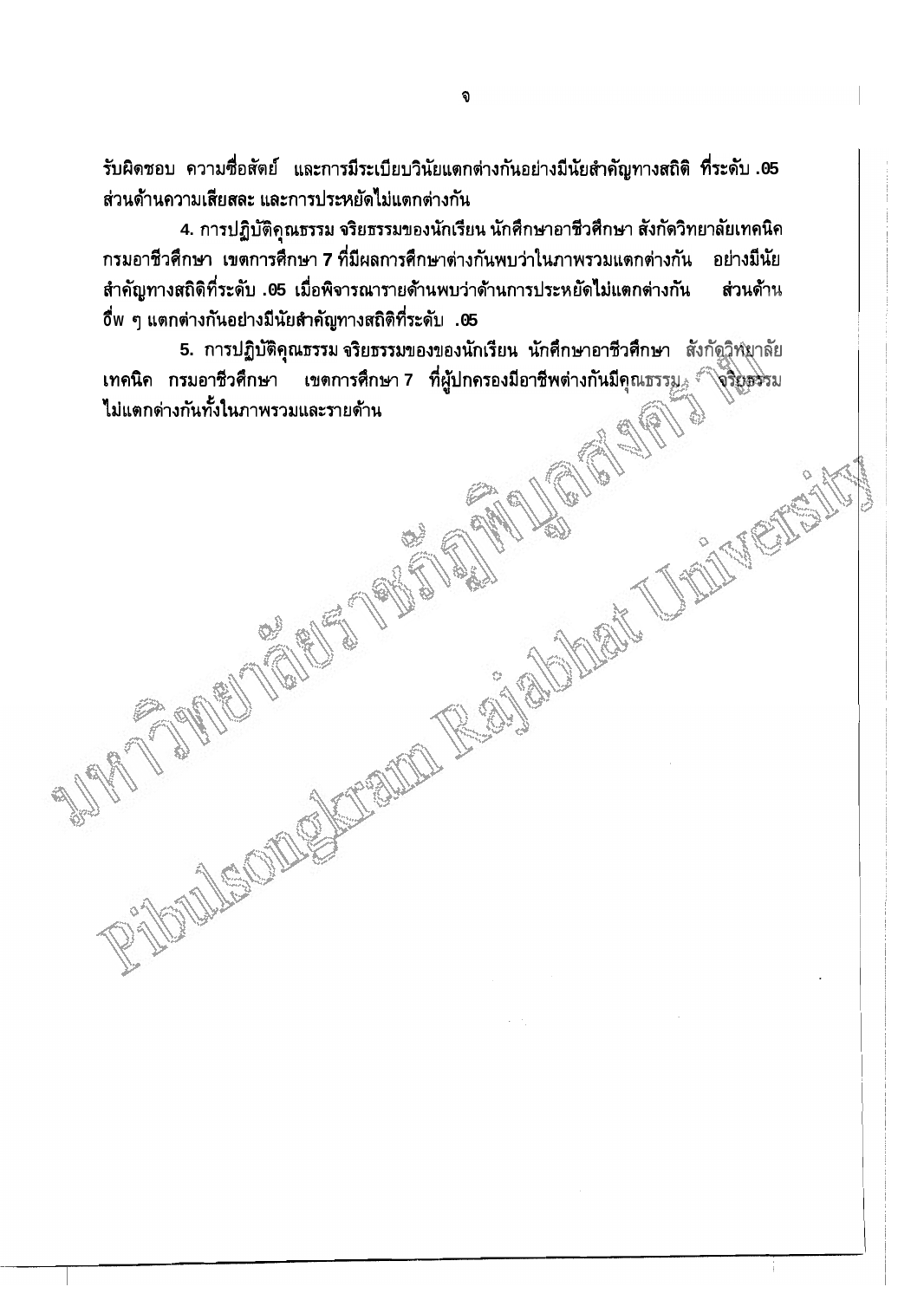รับผิดชอบ ความซื่อสัตย์ และการมีระเบียบวินัยแตกต่างกันอย่างมีนัยสำคัญทางสถิติ ที่ระดับ .05 ส่วนด้านความเสียสละ และการประหยัดไม่แตกต่างกัน

4. การปฏิบัติคุณธรรม จริยธรรมของนักเรียน นักศึกษาอาชีวศึกษา สังกัดวิทยาลัยเทคนิค กรมอาชีวศึกษา เขตการศึกษา 7 ที่มีผลการศึกษาต่างกันพบว่าในภาพรวมแตกต่างกัน อย่างมีนัยสำคัญทางสถิติที่ระดับ .05 เมื่อพิจารณารายด้านพบว่าด้านการประหยัดไม่แตกต่างกัน ส่วนด้านอื่น ๆ แตกต่างกันอย่างมีนัยสำคัญทางสถิติที่ระดับ .05

5. การปฏิบัติคุณธรรม จริยธรรมของของนักเรียน นักศึกษาอาชีวศึกษา สังกัดวิทยาลัยเทคนิค กรมอาชีวศึกษา เขตการศึกษา 7 ที่ผู้ปกครองมีอาชีพต่างกันมีคุณธรรม จริยธรรมไม่แตกต่างกันทั้งในภาพรวมและรายด้าน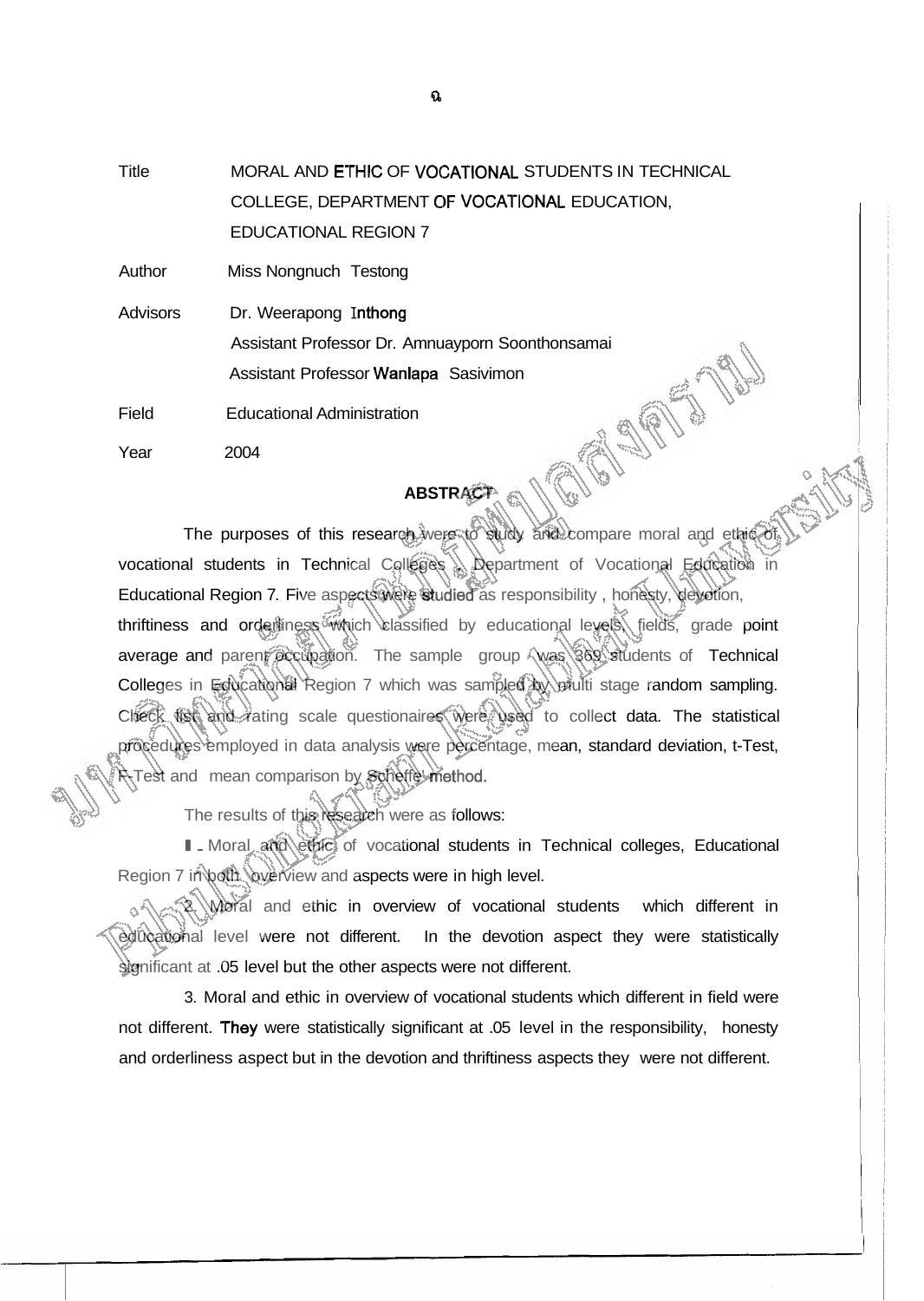Title MORAL AND ETHIC OF VOCATIONAL STUDENTS IN TECHNICAL COLLEGE, DEPARTMENT OF VOCATIONAL EDUCATION, EDUCATIONAL REGION 7

Author Miss Nongnuch Testong

Advisors Dr. Weerapong Inthong
Assistant Professor Dr. Amnuayporn Soonthonsamai
Assistant Professor Wanlapa Sasivimon

Field Educational Administration

Year 2004

## ABSTRACT

The purposes of this research were to study and compare moral and ethic of vocational students in Technical Colleges , Department of Vocational Education in Educational Region 7. Five aspects were studied as responsibility , honesty, devotion, thriftiness and orderliness which classified by educational levels, fields, grade point average and parent occupation. The sample group was 369 students of Technical Colleges in Educational Region 7 which was sampled by multi stage random sampling. Check list and rating scale questionaires were used to collect data. The statistical procedures employed in data analysis were percentage, mean, standard deviation, t-Test, F-Test and mean comparison by Scheffe' method.

The results of this research were as follows:

1. Moral and ethic of vocational students in Technical colleges, Educational Region 7 in both overview and aspects were in high level.

2. Moral and ethic in overview of vocational students which different in educational level were not different. In the devotion aspect they were statistically significant at .05 level but the other aspects were not different.

3. Moral and ethic in overview of vocational students which different in field were not different. They were statistically significant at .05 level in the responsibility, honesty and orderliness aspect but in the devotion and thriftiness aspects they were not different.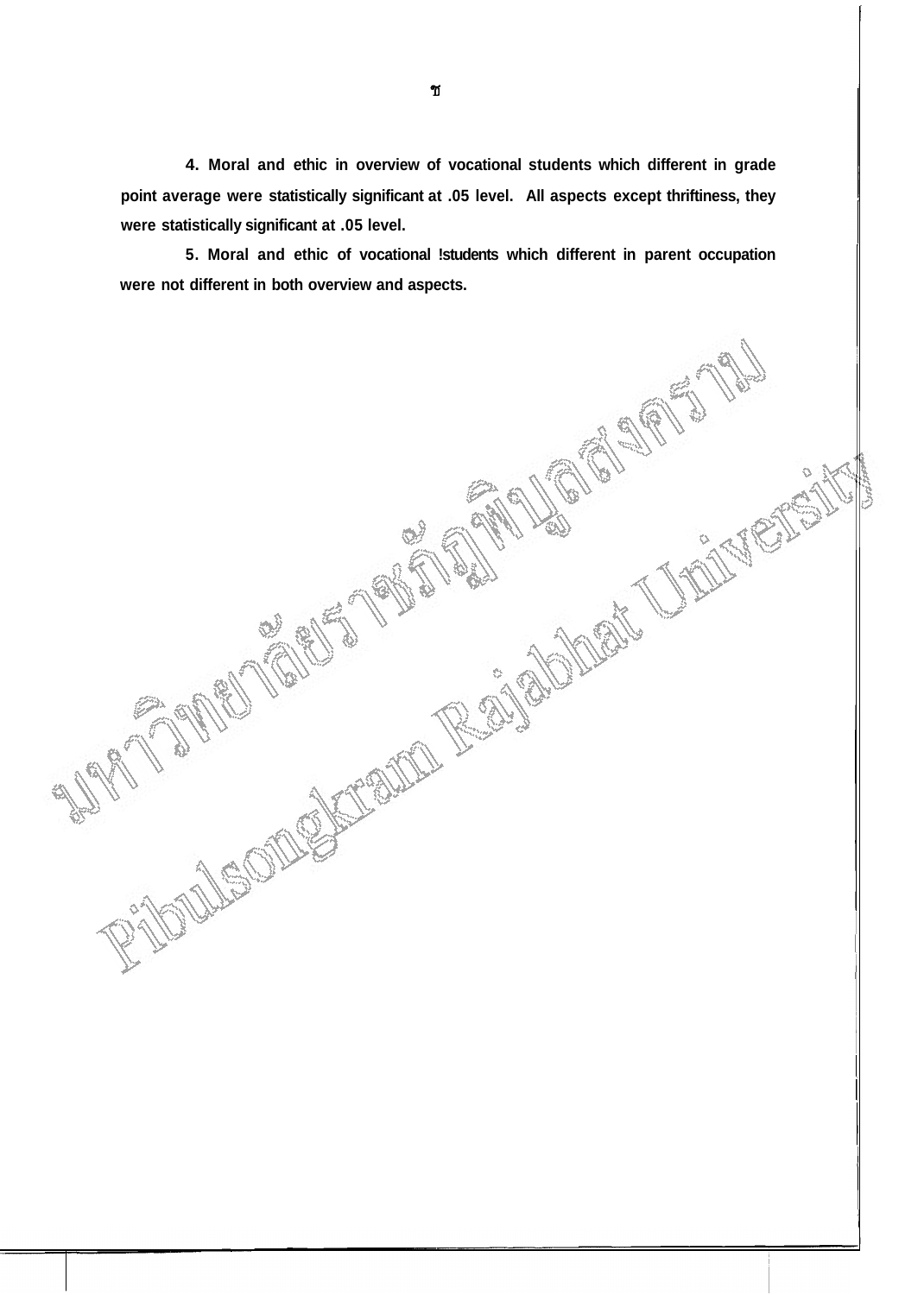**4. Moral and ethic in overview of vocational students which different in grade point average were statistically significant at .05 level. All aspects except thriftiness, they were statistically significant at .05 level.**

**5. Moral and ethic of vocational !students which different in parent occupation were not different in both overview and aspects.**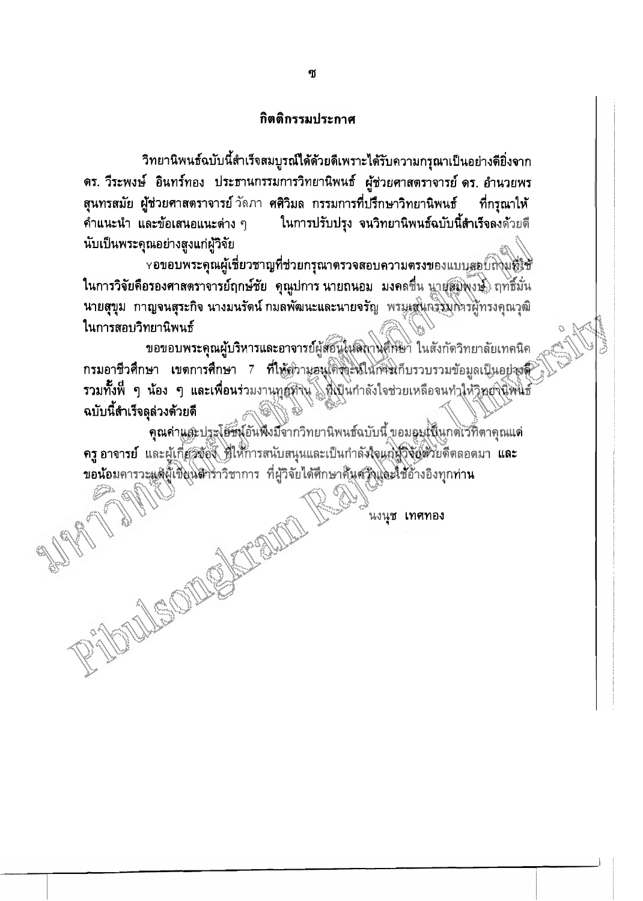# กิตติกรรมประกาศ

วิทยานิพนธ์ฉบับนี้สำเร็จสมบูรณ์ได้ด้วยดีเพราะได้รับความกรุณาเป็นอย่างดียิ่งจาก ดร. วีระพงษ์ อินทร์ทอง ประธานกรรมการวิทยานิพนธ์ ผู้ช่วยศาสตราจารย์ ดร. อำนวยพร สุนทรสมัย ผู้ช่วยศาสตราจารย์ วัลภา ศศิวิมล กรรมการที่ปรึกษาวิทยานิพนธ์ ที่กรุณาให้คำแนะนำ และข้อเสนอแนะต่าง ๆ ในการปรับปรุง จนวิทยานิพนธ์ฉบับนี้สำเร็จลงด้วยดี นับเป็นพระคุณอย่างสูงแก่ผู้วิจัย

ขอขอบพระคุณผู้เชี่ยวชาญที่ช่วยกรุณาตรวจสอบความตรงของแบบสอบถามที่ใช้ในการวิจัยคือรองศาสตราจารย์ฤกษ์ชัย คุณูปการ นายถนอม มงคลชื่น นายสมพงษ์ ฤทธิ์มั่น นายสุขุม กาญจนสุระกิจ นางมนรัตน์ กมลพัฒนะและนายจรัญ พรมเสน กรรมการผู้ทรงคุณวุฒิในการสอบวิทยานิพนธ์

ขอขอบพระคุณผู้บริหารและอาจารย์ผู้สอนในสถานศึกษา ในสังกัดวิทยาลัยเทคนิค กรมอาชีวศึกษา เขตการศึกษา 7 ที่ให้ความอนุเคราะห์ในการเก็บรวบรวมข้อมูลเป็นอย่างดี รวมทั้งพี่ ๆ น้อง ๆ และเพื่อนร่วมงานทุกท่าน ที่เป็นกำลังใจช่วยเหลือจนทำให้วิทยานิพนธ์ฉบับนี้สำเร็จลุล่วงด้วยดี

คุณค่าและประโยชน์อันพึงมีจากวิทยานิพนธ์ฉบับนี้ ขอมอบเป็นกตเวทิตาคุณแด่ ครู อาจารย์ และผู้เกี่ยวข้อง ที่ให้การสนับสนุนและเป็นกำลังใจแก่ผู้วิจัยด้วยดีตลอดมา และขอน้อมคารวะแด่ผู้เขียนตำราวิชาการ ที่ผู้วิจัยได้ศึกษาค้นคว้าและใช้อ้างอิงทุกท่าน

นงนุช เทศทอง